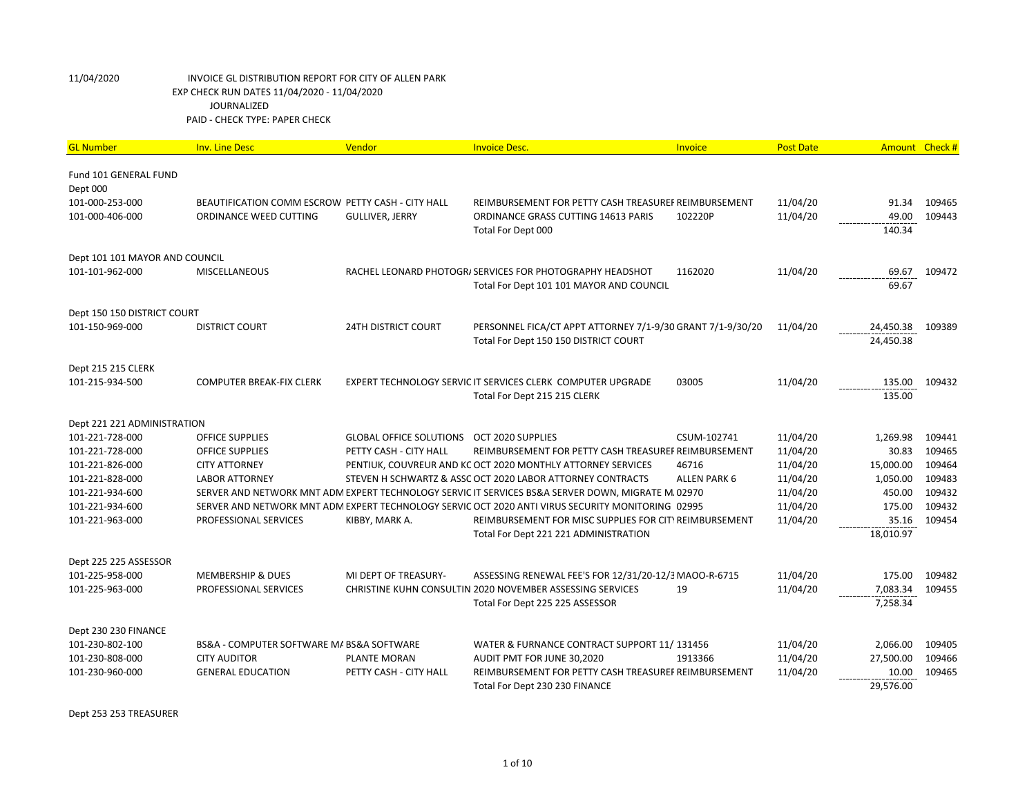11/04/2020 INVOICE GL DISTRIBUTION REPORT FOR CITY OF ALLEN PARK
EXP CHECK RUN DATES 11/04/2020 - 11/04/2020
JOURNALIZED
PAID - CHECK TYPE: PAPER CHECK

| GL Number | Inv. Line Desc | Vendor | Invoice Desc. | Invoice | Post Date | Amount | Check # |
|---|---|---|---|---|---|---|---|
| Fund 101 GENERAL FUND | | | | | | | |
| Dept 000 | | | | | | | |
| 101-000-253-000 | BEAUTIFICATION COMM ESCROW | PETTY CASH - CITY HALL | REIMBURSEMENT FOR PETTY CASH TREASUREF | REIMBURSEMENT | 11/04/20 | 91.34 | 109465 |
| 101-000-406-000 | ORDINANCE WEED CUTTING | GULLIVER, JERRY | ORDINANCE GRASS CUTTING 14613 PARIS | 102220P | 11/04/20 | 49.00 | 109443 |
| | | | Total For Dept 000 | | | 140.34 | |
| Dept 101 101 MAYOR AND COUNCIL | | | | | | | |
| 101-101-962-000 | MISCELLANEOUS | RACHEL LEONARD PHOTOGR/ | SERVICES FOR PHOTOGRAPHY HEADSHOT | 1162020 | 11/04/20 | 69.67 | 109472 |
| | | | Total For Dept 101 101 MAYOR AND COUNCIL | | | 69.67 | |
| Dept 150 150 DISTRICT COURT | | | | | | | |
| 101-150-969-000 | DISTRICT COURT | 24TH DISTRICT COURT | PERSONNEL FICA/CT APPT ATTORNEY 7/1-9/30 | GRANT 7/1-9/30/20 | 11/04/20 | 24,450.38 | 109389 |
| | | | Total For Dept 150 150 DISTRICT COURT | | | 24,450.38 | |
| Dept 215 215 CLERK | | | | | | | |
| 101-215-934-500 | COMPUTER BREAK-FIX CLERK | EXPERT TECHNOLOGY SERVIC | IT SERVICES CLERK COMPUTER UPGRADE | 03005 | 11/04/20 | 135.00 | 109432 |
| | | | Total For Dept 215 215 CLERK | | | 135.00 | |
| Dept 221 221 ADMINISTRATION | | | | | | | |
| 101-221-728-000 | OFFICE SUPPLIES | GLOBAL OFFICE SOLUTIONS | OCT 2020 SUPPLIES | CSUM-102741 | 11/04/20 | 1,269.98 | 109441 |
| 101-221-728-000 | OFFICE SUPPLIES | PETTY CASH - CITY HALL | REIMBURSEMENT FOR PETTY CASH TREASUREF | REIMBURSEMENT | 11/04/20 | 30.83 | 109465 |
| 101-221-826-000 | CITY ATTORNEY | PENTIUK, COUVREUR AND KC | OCT 2020 MONTHLY ATTORNEY SERVICES | 46716 | 11/04/20 | 15,000.00 | 109464 |
| 101-221-828-000 | LABOR ATTORNEY | STEVEN H SCHWARTZ & ASSC | OCT 2020 LABOR ATTORNEY CONTRACTS | ALLEN PARK 6 | 11/04/20 | 1,050.00 | 109483 |
| 101-221-934-600 | SERVER AND NETWORK MNT ADM | EXPERT TECHNOLOGY SERVIC | IT SERVICES BS&A SERVER DOWN, MIGRATE M. | 02970 | 11/04/20 | 450.00 | 109432 |
| 101-221-934-600 | SERVER AND NETWORK MNT ADM | EXPERT TECHNOLOGY SERVIC | OCT 2020 ANTI VIRUS SECURITY MONITORING | 02995 | 11/04/20 | 175.00 | 109432 |
| 101-221-963-000 | PROFESSIONAL SERVICES | KIBBY, MARK A. | REIMBURSEMENT FOR MISC SUPPLIES FOR CITY | REIMBURSEMENT | 11/04/20 | 35.16 | 109454 |
| | | | Total For Dept 221 221 ADMINISTRATION | | | 18,010.97 | |
| Dept 225 225 ASSESSOR | | | | | | | |
| 101-225-958-000 | MEMBERSHIP & DUES | MI DEPT OF TREASURY- | ASSESSING RENEWAL FEE'S FOR 12/31/20-12/3 | MAOO-R-6715 | 11/04/20 | 175.00 | 109482 |
| 101-225-963-000 | PROFESSIONAL SERVICES | CHRISTINE KUHN CONSULTIN | 2020 NOVEMBER ASSESSING SERVICES | 19 | 11/04/20 | 7,083.34 | 109455 |
| | | | Total For Dept 225 225 ASSESSOR | | | 7,258.34 | |
| Dept 230 230 FINANCE | | | | | | | |
| 101-230-802-100 | BS&A - COMPUTER SOFTWARE M/ | BS&A SOFTWARE | WATER & FURNANCE CONTRACT SUPPORT 11/ | 131456 | 11/04/20 | 2,066.00 | 109405 |
| 101-230-808-000 | CITY AUDITOR | PLANTE MORAN | AUDIT PMT FOR JUNE 30,2020 | 1913366 | 11/04/20 | 27,500.00 | 109466 |
| 101-230-960-000 | GENERAL EDUCATION | PETTY CASH - CITY HALL | REIMBURSEMENT FOR PETTY CASH TREASUREF | REIMBURSEMENT | 11/04/20 | 10.00 | 109465 |
| | | | Total For Dept 230 230 FINANCE | | | 29,576.00 | |
| Dept 253 253 TREASURER | | | | | | | |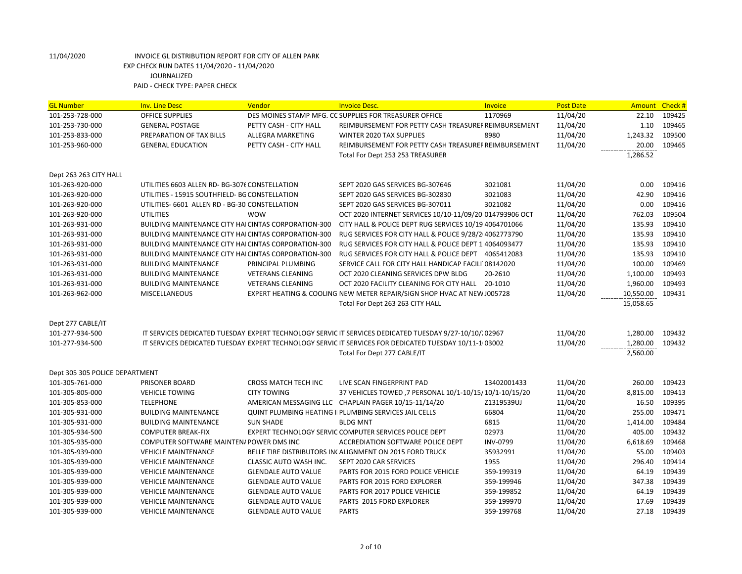11/04/2020 INVOICE GL DISTRIBUTION REPORT FOR CITY OF ALLEN PARK

EXP CHECK RUN DATES 11/04/2020 - 11/04/2020

JOURNALIZED

PAID - CHECK TYPE: PAPER CHECK

| GL Number | Inv. Line Desc | Vendor | Invoice Desc. | Invoice | Post Date | Amount | Check # |
|---|---|---|---|---|---|---|---|
| 101-253-728-000 | OFFICE SUPPLIES | DES MOINES STAMP MFG. CO | SUPPLIES FOR TREASURER OFFICE | 1170969 | 11/04/20 | 22.10 | 109425 |
| 101-253-730-000 | GENERAL POSTAGE | PETTY CASH - CITY HALL | REIMBURSEMENT FOR PETTY CASH TREASURER | REIMBURSEMENT | 11/04/20 | 1.10 | 109465 |
| 101-253-833-000 | PREPARATION OF TAX BILLS | ALLEGRA MARKETING | WINTER 2020 TAX SUPPLIES | 8980 | 11/04/20 | 1,243.32 | 109500 |
| 101-253-960-000 | GENERAL EDUCATION | PETTY CASH - CITY HALL | REIMBURSEMENT FOR PETTY CASH TREASURER | REIMBURSEMENT | 11/04/20 | 20.00 | 109465 |
| | | | Total For Dept 253 253 TREASURER | | | 1,286.52 | |
| Dept 263 263 CITY HALL | | | | | | | |
| 101-263-920-000 | UTILITIES 6603 ALLEN RD- BG-3076 | CONSTELLATION | SEPT 2020 GAS SERVICES BG-307646 | 3021081 | 11/04/20 | 0.00 | 109416 |
| 101-263-920-000 | UTILITIES - 15915 SOUTHFIELD- BG | CONSTELLATION | SEPT 2020 GAS SERVICES BG-302830 | 3021083 | 11/04/20 | 42.90 | 109416 |
| 101-263-920-000 | UTILITIES- 6601 ALLEN RD - BG-30 | CONSTELLATION | SEPT 2020 GAS SERVICES BG-307011 | 3021082 | 11/04/20 | 0.00 | 109416 |
| 101-263-920-000 | UTILITIES | WOW | OCT 2020 INTERNET SERVICES 10/10-11/09/20 | 014793906 OCT | 11/04/20 | 762.03 | 109504 |
| 101-263-931-000 | BUILDING MAINTENANCE CITY HAL | CINTAS CORPORATION-300 | CITY HALL & POLICE DEPT RUG SERVICES 10/19 | 4064701066 | 11/04/20 | 135.93 | 109410 |
| 101-263-931-000 | BUILDING MAINTENANCE CITY HAL | CINTAS CORPORATION-300 | RUG SERVICES FOR CITY HALL & POLICE 9/28/2 | 4062773790 | 11/04/20 | 135.93 | 109410 |
| 101-263-931-000 | BUILDING MAINTENANCE CITY HAL | CINTAS CORPORATION-300 | RUG SERVICES FOR CITY HALL & POLICE DEPT 1 | 4064093477 | 11/04/20 | 135.93 | 109410 |
| 101-263-931-000 | BUILDING MAINTENANCE CITY HAL | CINTAS CORPORATION-300 | RUG SERVICES FOR CITY HALL & POLICE DEPT | 4065412083 | 11/04/20 | 135.93 | 109410 |
| 101-263-931-000 | BUILDING MAINTENANCE | PRINCIPAL PLUMBING | SERVICE CALL FOR CITY HALL HANDICAP FACILI | 08142020 | 11/04/20 | 100.00 | 109469 |
| 101-263-931-000 | BUILDING MAINTENANCE | VETERANS CLEANING | OCT 2020 CLEANING SERVICES DPW BLDG | 20-2610 | 11/04/20 | 1,100.00 | 109493 |
| 101-263-931-000 | BUILDING MAINTENANCE | VETERANS CLEANING | OCT 2020 FACILITY CLEANING FOR CITY HALL | 20-1010 | 11/04/20 | 1,960.00 | 109493 |
| 101-263-962-000 | MISCELLANEOUS | EXPERT HEATING & COOLING | NEW METER REPAIR/SIGN SHOP HVAC AT NEW | J005728 | 11/04/20 | 10,550.00 | 109431 |
| | | | Total For Dept 263 263 CITY HALL | | | 15,058.65 | |
| Dept 277 CABLE/IT | | | | | | | |
| 101-277-934-500 | IT SERVICES DEDICATED TUESDAY | EXPERT TECHNOLOGY SERVIC | IT SERVICES DEDICATED TUESDAY 9/27-10/10/ | 02967 | 11/04/20 | 1,280.00 | 109432 |
| 101-277-934-500 | IT SERVICES DEDICATED TUESDAY | EXPERT TECHNOLOGY SERVIC | IT SERVICES FOR DEDICATED TUESDAY 10/11-1 | 03002 | 11/04/20 | 1,280.00 | 109432 |
| | | | Total For Dept 277 CABLE/IT | | | 2,560.00 | |
| Dept 305 305 POLICE DEPARTMENT | | | | | | | |
| 101-305-761-000 | PRISONER BOARD | CROSS MATCH TECH INC | LIVE SCAN FINGERPRINT PAD | 13402001433 | 11/04/20 | 260.00 | 109423 |
| 101-305-805-000 | VEHICLE TOWING | CITY TOWING | 37 VEHICLES TOWED ,7 PERSONAL 10/1-10/15/ | 10/1-10/15/20 | 11/04/20 | 8,815.00 | 109413 |
| 101-305-853-000 | TELEPHONE | AMERICAN MESSAGING LLC | CHAPLAIN PAGER 10/15-11/14/20 | Z1319539UJ | 11/04/20 | 16.50 | 109395 |
| 101-305-931-000 | BUILDING MAINTENANCE | QUINT PLUMBING HEATING I | PLUMBING SERVICES JAIL CELLS | 66804 | 11/04/20 | 255.00 | 109471 |
| 101-305-931-000 | BUILDING MAINTENANCE | SUN SHADE | BLDG MNT | 6815 | 11/04/20 | 1,414.00 | 109484 |
| 101-305-934-500 | COMPUTER BREAK-FIX | EXPERT TECHNOLOGY SERVIC | COMPUTER SERVICES POLICE DEPT | 02973 | 11/04/20 | 405.00 | 109432 |
| 101-305-935-000 | COMPUTER SOFTWARE MAINTEN/ | POWER DMS INC | ACCREDIATION SOFTWARE POLICE DEPT | INV-0799 | 11/04/20 | 6,618.69 | 109468 |
| 101-305-939-000 | VEHICLE MAINTENANCE | BELLE TIRE DISTRIBUTORS INC | ALIGNMENT ON 2015 FORD TRUCK | 35932991 | 11/04/20 | 55.00 | 109403 |
| 101-305-939-000 | VEHICLE MAINTENANCE | CLASSIC AUTO WASH INC. | SEPT 2020 CAR SERVICES | 1955 | 11/04/20 | 296.40 | 109414 |
| 101-305-939-000 | VEHICLE MAINTENANCE | GLENDALE AUTO VALUE | PARTS FOR 2015 FORD POLICE VEHICLE | 359-199319 | 11/04/20 | 64.19 | 109439 |
| 101-305-939-000 | VEHICLE MAINTENANCE | GLENDALE AUTO VALUE | PARTS FOR 2015 FORD EXPLORER | 359-199946 | 11/04/20 | 347.38 | 109439 |
| 101-305-939-000 | VEHICLE MAINTENANCE | GLENDALE AUTO VALUE | PARTS FOR 2017 POLICE VEHICLE | 359-199852 | 11/04/20 | 64.19 | 109439 |
| 101-305-939-000 | VEHICLE MAINTENANCE | GLENDALE AUTO VALUE | PARTS 2015 FORD EXPLORER | 359-199970 | 11/04/20 | 17.69 | 109439 |
| 101-305-939-000 | VEHICLE MAINTENANCE | GLENDALE AUTO VALUE | PARTS | 359-199768 | 11/04/20 | 27.18 | 109439 |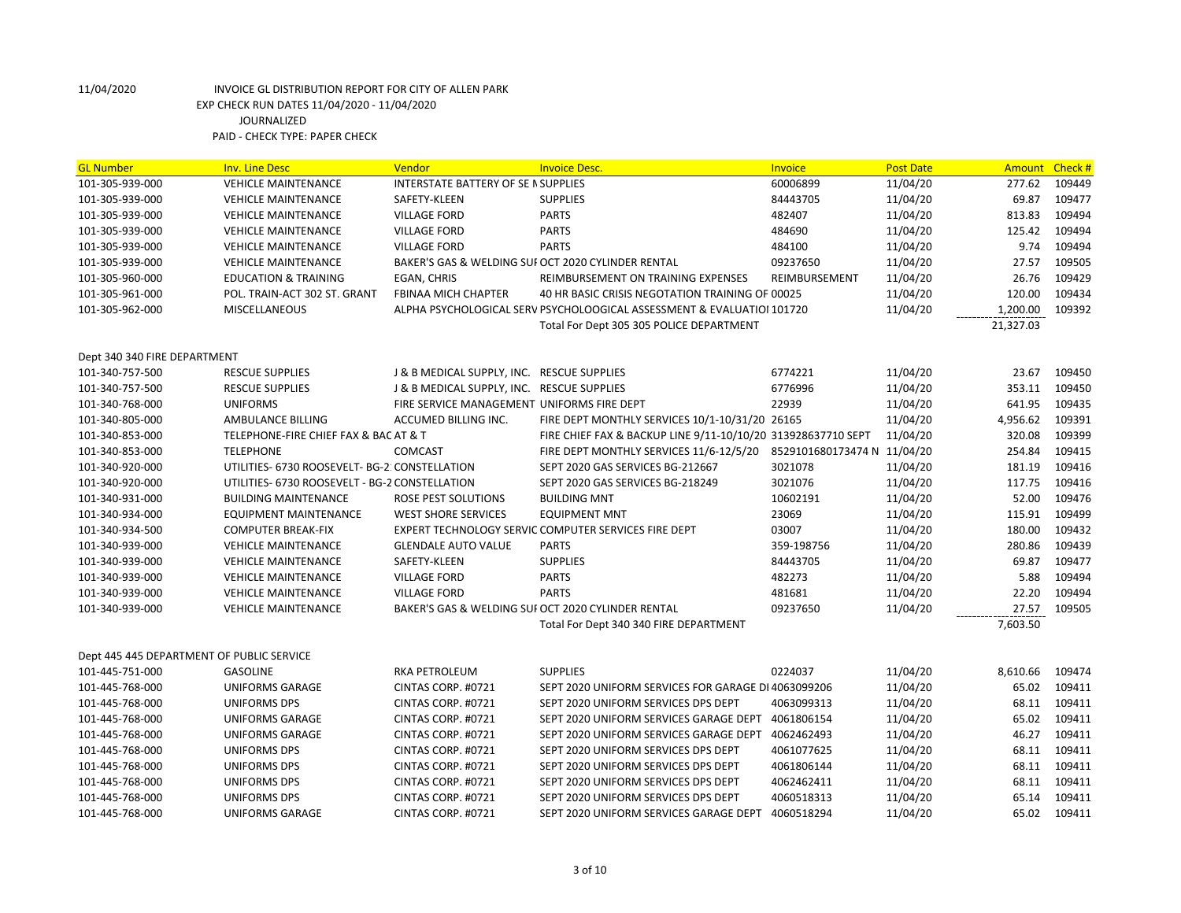11/04/2020 INVOICE GL DISTRIBUTION REPORT FOR CITY OF ALLEN PARK
EXP CHECK RUN DATES 11/04/2020 - 11/04/2020
JOURNALIZED
PAID - CHECK TYPE: PAPER CHECK

| GL Number | Inv. Line Desc | Vendor | Invoice Desc. | Invoice | Post Date | Amount | Check # |
|---|---|---|---|---|---|---|---|
| 101-305-939-000 | VEHICLE MAINTENANCE | INTERSTATE BATTERY OF SE M | SUPPLIES | 60006899 | 11/04/20 | 277.62 | 109449 |
| 101-305-939-000 | VEHICLE MAINTENANCE | SAFETY-KLEEN | SUPPLIES | 84443705 | 11/04/20 | 69.87 | 109477 |
| 101-305-939-000 | VEHICLE MAINTENANCE | VILLAGE FORD | PARTS | 482407 | 11/04/20 | 813.83 | 109494 |
| 101-305-939-000 | VEHICLE MAINTENANCE | VILLAGE FORD | PARTS | 484690 | 11/04/20 | 125.42 | 109494 |
| 101-305-939-000 | VEHICLE MAINTENANCE | VILLAGE FORD | PARTS | 484100 | 11/04/20 | 9.74 | 109494 |
| 101-305-939-000 | VEHICLE MAINTENANCE | BAKER'S GAS & WELDING SUI | OCT 2020 CYLINDER RENTAL | 09237650 | 11/04/20 | 27.57 | 109505 |
| 101-305-960-000 | EDUCATION & TRAINING | EGAN, CHRIS | REIMBURSEMENT ON TRAINING EXPENSES | REIMBURSEMENT | 11/04/20 | 26.76 | 109429 |
| 101-305-961-000 | POL. TRAIN-ACT 302 ST. GRANT | FBINAA MICH CHAPTER | 40 HR BASIC CRISIS NEGOTATION TRAINING OF | 00025 | 11/04/20 | 120.00 | 109434 |
| 101-305-962-000 | MISCELLANEOUS | ALPHA PSYCHOLOGICAL SERV | PSYCHOLOOGICAL ASSESSMENT & EVALUATIOI | 101720 | 11/04/20 | 1,200.00 | 109392 |
| | | | Total For Dept 305 305 POLICE DEPARTMENT | | | 21,327.03 | |
| Dept 340 340 FIRE DEPARTMENT | | | | | | | |
| 101-340-757-500 | RESCUE SUPPLIES | J & B MEDICAL SUPPLY, INC. | RESCUE SUPPLIES | 6774221 | 11/04/20 | 23.67 | 109450 |
| 101-340-757-500 | RESCUE SUPPLIES | J & B MEDICAL SUPPLY, INC. | RESCUE SUPPLIES | 6776996 | 11/04/20 | 353.11 | 109450 |
| 101-340-768-000 | UNIFORMS | FIRE SERVICE MANAGEMENT | UNIFORMS FIRE DEPT | 22939 | 11/04/20 | 641.95 | 109435 |
| 101-340-805-000 | AMBULANCE BILLING | ACCUMED BILLING INC. | FIRE DEPT MONTHLY SERVICES 10/1-10/31/20 | 26165 | 11/04/20 | 4,956.62 | 109391 |
| 101-340-853-000 | TELEPHONE-FIRE CHIEF FAX & BAC | AT & T | FIRE CHIEF FAX & BACKUP LINE 9/11-10/10/20 | 313928637710 SEPT | 11/04/20 | 320.08 | 109399 |
| 101-340-853-000 | TELEPHONE | COMCAST | FIRE DEPT MONTHLY SERVICES 11/6-12/5/20 | 8529101680173474 N | 11/04/20 | 254.84 | 109415 |
| 101-340-920-000 | UTILITIES- 6730 ROOSEVELT- BG-2 | CONSTELLATION | SEPT 2020 GAS SERVICES BG-212667 | 3021078 | 11/04/20 | 181.19 | 109416 |
| 101-340-920-000 | UTILITIES- 6730 ROOSEVELT - BG-2 | CONSTELLATION | SEPT 2020 GAS SERVICES BG-218249 | 3021076 | 11/04/20 | 117.75 | 109416 |
| 101-340-931-000 | BUILDING MAINTENANCE | ROSE PEST SOLUTIONS | BUILDING MNT | 10602191 | 11/04/20 | 52.00 | 109476 |
| 101-340-934-000 | EQUIPMENT MAINTENANCE | WEST SHORE SERVICES | EQUIPMENT MNT | 23069 | 11/04/20 | 115.91 | 109499 |
| 101-340-934-500 | COMPUTER BREAK-FIX | EXPERT TECHNOLOGY SERVIC | COMPUTER SERVICES FIRE DEPT | 03007 | 11/04/20 | 180.00 | 109432 |
| 101-340-939-000 | VEHICLE MAINTENANCE | GLENDALE AUTO VALUE | PARTS | 359-198756 | 11/04/20 | 280.86 | 109439 |
| 101-340-939-000 | VEHICLE MAINTENANCE | SAFETY-KLEEN | SUPPLIES | 84443705 | 11/04/20 | 69.87 | 109477 |
| 101-340-939-000 | VEHICLE MAINTENANCE | VILLAGE FORD | PARTS | 482273 | 11/04/20 | 5.88 | 109494 |
| 101-340-939-000 | VEHICLE MAINTENANCE | VILLAGE FORD | PARTS | 481681 | 11/04/20 | 22.20 | 109494 |
| 101-340-939-000 | VEHICLE MAINTENANCE | BAKER'S GAS & WELDING SUI | OCT 2020 CYLINDER RENTAL | 09237650 | 11/04/20 | 27.57 | 109505 |
| | | | Total For Dept 340 340 FIRE DEPARTMENT | | | 7,603.50 | |
| Dept 445 445 DEPARTMENT OF PUBLIC SERVICE | | | | | | | |
| 101-445-751-000 | GASOLINE | RKA PETROLEUM | SUPPLIES | 0224037 | 11/04/20 | 8,610.66 | 109474 |
| 101-445-768-000 | UNIFORMS GARAGE | CINTAS CORP. #0721 | SEPT 2020 UNIFORM SERVICES FOR GARAGE DI | 4063099206 | 11/04/20 | 65.02 | 109411 |
| 101-445-768-000 | UNIFORMS DPS | CINTAS CORP. #0721 | SEPT 2020 UNIFORM SERVICES DPS DEPT | 4063099313 | 11/04/20 | 68.11 | 109411 |
| 101-445-768-000 | UNIFORMS GARAGE | CINTAS CORP. #0721 | SEPT 2020 UNIFORM SERVICES GARAGE DEPT | 4061806154 | 11/04/20 | 65.02 | 109411 |
| 101-445-768-000 | UNIFORMS GARAGE | CINTAS CORP. #0721 | SEPT 2020 UNIFORM SERVICES GARAGE DEPT | 4062462493 | 11/04/20 | 46.27 | 109411 |
| 101-445-768-000 | UNIFORMS DPS | CINTAS CORP. #0721 | SEPT 2020 UNIFORM SERVICES DPS DEPT | 4061077625 | 11/04/20 | 68.11 | 109411 |
| 101-445-768-000 | UNIFORMS DPS | CINTAS CORP. #0721 | SEPT 2020 UNIFORM SERVICES DPS DEPT | 4061806144 | 11/04/20 | 68.11 | 109411 |
| 101-445-768-000 | UNIFORMS DPS | CINTAS CORP. #0721 | SEPT 2020 UNIFORM SERVICES DPS DEPT | 4062462411 | 11/04/20 | 68.11 | 109411 |
| 101-445-768-000 | UNIFORMS DPS | CINTAS CORP. #0721 | SEPT 2020 UNIFORM SERVICES DPS DEPT | 4060518313 | 11/04/20 | 65.14 | 109411 |
| 101-445-768-000 | UNIFORMS GARAGE | CINTAS CORP. #0721 | SEPT 2020 UNIFORM SERVICES GARAGE DEPT | 4060518294 | 11/04/20 | 65.02 | 109411 |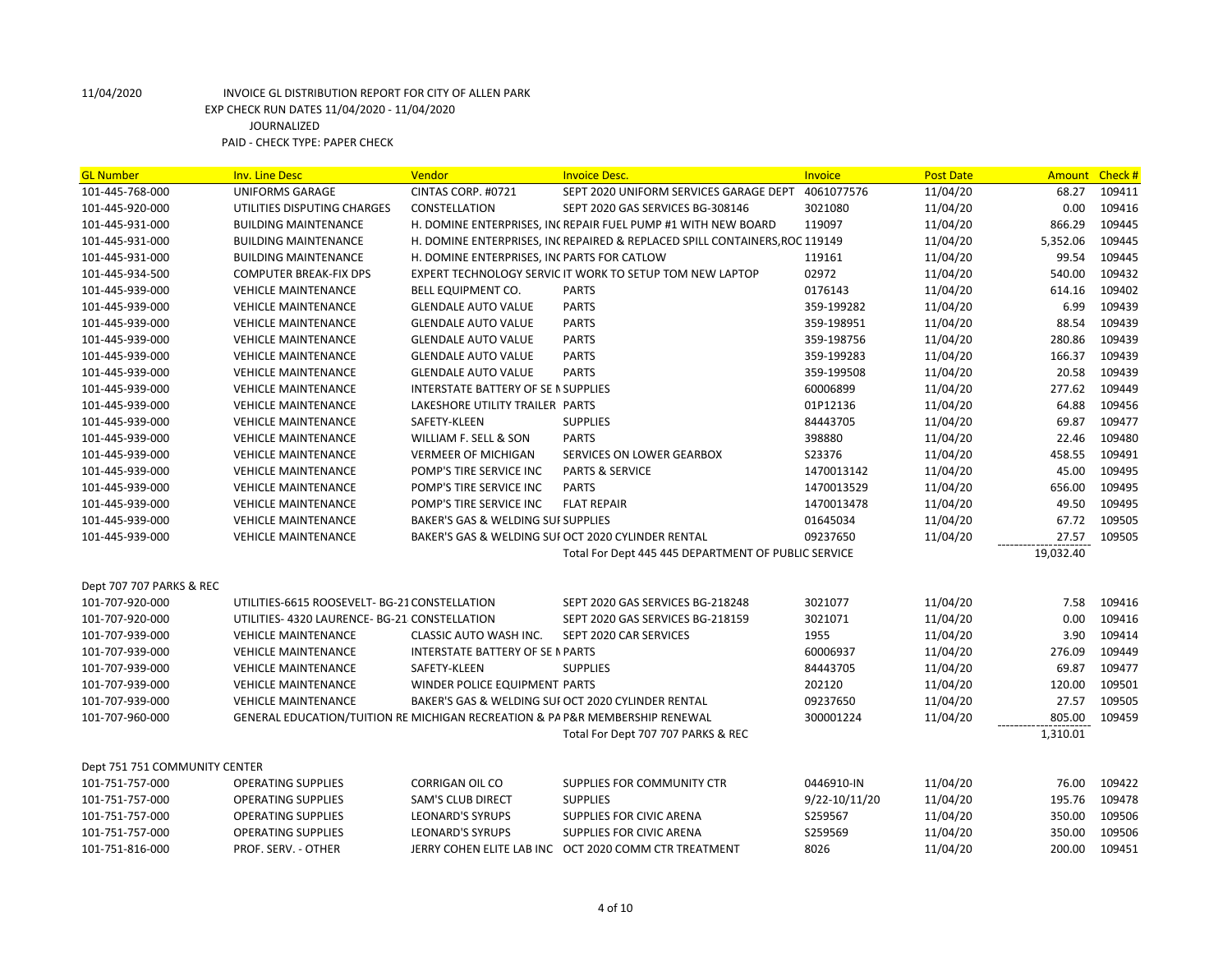11/04/2020 INVOICE GL DISTRIBUTION REPORT FOR CITY OF ALLEN PARK

EXP CHECK RUN DATES 11/04/2020 - 11/04/2020

JOURNALIZED

PAID - CHECK TYPE: PAPER CHECK

| GL Number | Inv. Line Desc | Vendor | Invoice Desc. | Invoice | Post Date | Amount | Check # |
|---|---|---|---|---|---|---|---|
| 101-445-768-000 | UNIFORMS GARAGE | CINTAS CORP. #0721 | SEPT 2020 UNIFORM SERVICES GARAGE DEPT | 4061077576 | 11/04/20 | 68.27 | 109411 |
| 101-445-920-000 | UTILITIES DISPUTING CHARGES | CONSTELLATION | SEPT 2020 GAS SERVICES BG-308146 | 3021080 | 11/04/20 | 0.00 | 109416 |
| 101-445-931-000 | BUILDING MAINTENANCE | H. DOMINE ENTERPRISES, INC | REPAIR FUEL PUMP #1 WITH NEW BOARD | 119097 | 11/04/20 | 866.29 | 109445 |
| 101-445-931-000 | BUILDING MAINTENANCE | H. DOMINE ENTERPRISES, INC | REPAIRED & REPLACED SPILL CONTAINERS,ROC | 119149 | 11/04/20 | 5,352.06 | 109445 |
| 101-445-931-000 | BUILDING MAINTENANCE | H. DOMINE ENTERPRISES, INC | PARTS FOR CATLOW | 119161 | 11/04/20 | 99.54 | 109445 |
| 101-445-934-500 | COMPUTER BREAK-FIX DPS | EXPERT TECHNOLOGY SERVIC | IT WORK TO SETUP TOM NEW LAPTOP | 02972 | 11/04/20 | 540.00 | 109432 |
| 101-445-939-000 | VEHICLE MAINTENANCE | BELL EQUIPMENT CO. | PARTS | 0176143 | 11/04/20 | 614.16 | 109402 |
| 101-445-939-000 | VEHICLE MAINTENANCE | GLENDALE AUTO VALUE | PARTS | 359-199282 | 11/04/20 | 6.99 | 109439 |
| 101-445-939-000 | VEHICLE MAINTENANCE | GLENDALE AUTO VALUE | PARTS | 359-198951 | 11/04/20 | 88.54 | 109439 |
| 101-445-939-000 | VEHICLE MAINTENANCE | GLENDALE AUTO VALUE | PARTS | 359-198756 | 11/04/20 | 280.86 | 109439 |
| 101-445-939-000 | VEHICLE MAINTENANCE | GLENDALE AUTO VALUE | PARTS | 359-199283 | 11/04/20 | 166.37 | 109439 |
| 101-445-939-000 | VEHICLE MAINTENANCE | GLENDALE AUTO VALUE | PARTS | 359-199508 | 11/04/20 | 20.58 | 109439 |
| 101-445-939-000 | VEHICLE MAINTENANCE | INTERSTATE BATTERY OF SE M | SUPPLIES | 60006899 | 11/04/20 | 277.62 | 109449 |
| 101-445-939-000 | VEHICLE MAINTENANCE | LAKESHORE UTILITY TRAILER | PARTS | 01P12136 | 11/04/20 | 64.88 | 109456 |
| 101-445-939-000 | VEHICLE MAINTENANCE | SAFETY-KLEEN | SUPPLIES | 84443705 | 11/04/20 | 69.87 | 109477 |
| 101-445-939-000 | VEHICLE MAINTENANCE | WILLIAM F. SELL & SON | PARTS | 398880 | 11/04/20 | 22.46 | 109480 |
| 101-445-939-000 | VEHICLE MAINTENANCE | VERMEER OF MICHIGAN | SERVICES ON LOWER GEARBOX | S23376 | 11/04/20 | 458.55 | 109491 |
| 101-445-939-000 | VEHICLE MAINTENANCE | POMP'S TIRE SERVICE INC | PARTS & SERVICE | 1470013142 | 11/04/20 | 45.00 | 109495 |
| 101-445-939-000 | VEHICLE MAINTENANCE | POMP'S TIRE SERVICE INC | PARTS | 1470013529 | 11/04/20 | 656.00 | 109495 |
| 101-445-939-000 | VEHICLE MAINTENANCE | POMP'S TIRE SERVICE INC | FLAT REPAIR | 1470013478 | 11/04/20 | 49.50 | 109495 |
| 101-445-939-000 | VEHICLE MAINTENANCE | BAKER'S GAS & WELDING SUI | SUPPLIES | 01645034 | 11/04/20 | 67.72 | 109505 |
| 101-445-939-000 | VEHICLE MAINTENANCE | BAKER'S GAS & WELDING SUI | OCT 2020 CYLINDER RENTAL | 09237650 | 11/04/20 | 27.57 | 109505 |
| | | | Total For Dept 445 445 DEPARTMENT OF PUBLIC SERVICE | | | 19,032.40 | |
| Dept 707 707 PARKS & REC | | | | | | | |
| 101-707-920-000 | UTILITIES-6615 ROOSEVELT- BG-21 | CONSTELLATION | SEPT 2020 GAS SERVICES BG-218248 | 3021077 | 11/04/20 | 7.58 | 109416 |
| 101-707-920-000 | UTILITIES- 4320 LAURENCE- BG-21 | CONSTELLATION | SEPT 2020 GAS SERVICES BG-218159 | 3021071 | 11/04/20 | 0.00 | 109416 |
| 101-707-939-000 | VEHICLE MAINTENANCE | CLASSIC AUTO WASH INC. | SEPT 2020 CAR SERVICES | 1955 | 11/04/20 | 3.90 | 109414 |
| 101-707-939-000 | VEHICLE MAINTENANCE | INTERSTATE BATTERY OF SE M | PARTS | 60006937 | 11/04/20 | 276.09 | 109449 |
| 101-707-939-000 | VEHICLE MAINTENANCE | SAFETY-KLEEN | SUPPLIES | 84443705 | 11/04/20 | 69.87 | 109477 |
| 101-707-939-000 | VEHICLE MAINTENANCE | WINDER POLICE EQUIPMENT | PARTS | 202120 | 11/04/20 | 120.00 | 109501 |
| 101-707-939-000 | VEHICLE MAINTENANCE | BAKER'S GAS & WELDING SUI | OCT 2020 CYLINDER RENTAL | 09237650 | 11/04/20 | 27.57 | 109505 |
| 101-707-960-000 | GENERAL EDUCATION/TUITION RE | MICHIGAN RECREATION & PA | P&R MEMBERSHIP RENEWAL | 300001224 | 11/04/20 | 805.00 | 109459 |
| | | | Total For Dept 707 707 PARKS & REC | | | 1,310.01 | |
| Dept 751 751 COMMUNITY CENTER | | | | | | | |
| 101-751-757-000 | OPERATING SUPPLIES | CORRIGAN OIL CO | SUPPLIES FOR COMMUNITY CTR | 0446910-IN | 11/04/20 | 76.00 | 109422 |
| 101-751-757-000 | OPERATING SUPPLIES | SAM'S CLUB DIRECT | SUPPLIES | 9/22-10/11/20 | 11/04/20 | 195.76 | 109478 |
| 101-751-757-000 | OPERATING SUPPLIES | LEONARD'S SYRUPS | SUPPLIES FOR CIVIC ARENA | S259567 | 11/04/20 | 350.00 | 109506 |
| 101-751-757-000 | OPERATING SUPPLIES | LEONARD'S SYRUPS | SUPPLIES FOR CIVIC ARENA | S259569 | 11/04/20 | 350.00 | 109506 |
| 101-751-816-000 | PROF. SERV. - OTHER | JERRY COHEN ELITE LAB INC | OCT 2020 COMM CTR TREATMENT | 8026 | 11/04/20 | 200.00 | 109451 |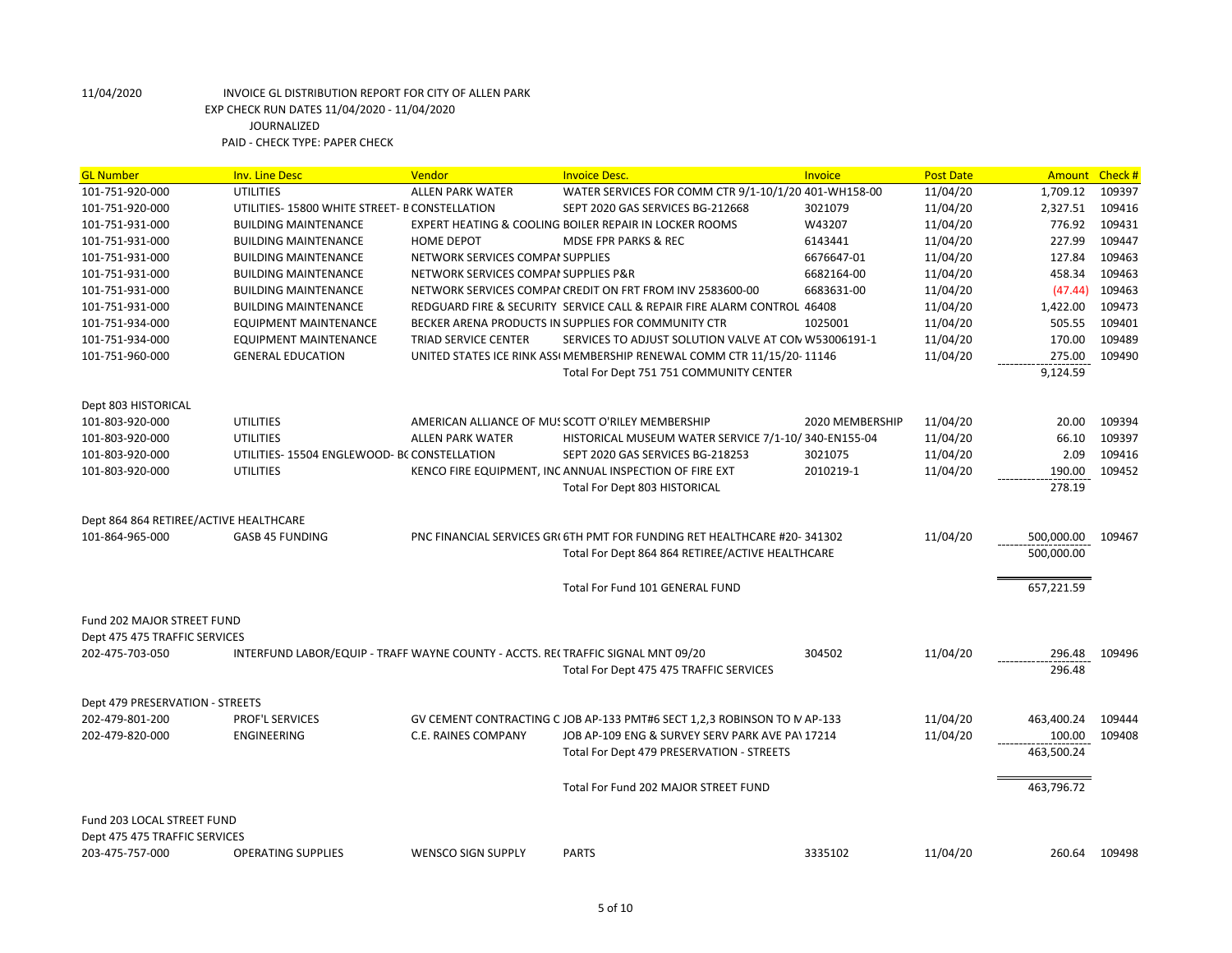11/04/2020 INVOICE GL DISTRIBUTION REPORT FOR CITY OF ALLEN PARK
EXP CHECK RUN DATES 11/04/2020 - 11/04/2020
JOURNALIZED
PAID - CHECK TYPE: PAPER CHECK

| GL Number | Inv. Line Desc | Vendor | Invoice Desc. | Invoice | Post Date | Amount | Check # |
|---|---|---|---|---|---|---|---|
| 101-751-920-000 | UTILITIES | ALLEN PARK WATER | WATER SERVICES FOR COMM CTR 9/1-10/1/20 | 401-WH158-00 | 11/04/20 | 1,709.12 | 109397 |
| 101-751-920-000 | UTILITIES- 15800 WHITE STREET- E | CONSTELLATION | SEPT 2020 GAS SERVICES BG-212668 | 3021079 | 11/04/20 | 2,327.51 | 109416 |
| 101-751-931-000 | BUILDING MAINTENANCE | EXPERT HEATING & COOLING | BOILER REPAIR IN LOCKER ROOMS | W43207 | 11/04/20 | 776.92 | 109431 |
| 101-751-931-000 | BUILDING MAINTENANCE | HOME DEPOT | MDSE FPR PARKS & REC | 6143441 | 11/04/20 | 227.99 | 109447 |
| 101-751-931-000 | BUILDING MAINTENANCE | NETWORK SERVICES COMPAI | SUPPLIES | 6676647-01 | 11/04/20 | 127.84 | 109463 |
| 101-751-931-000 | BUILDING MAINTENANCE | NETWORK SERVICES COMPAI | SUPPLIES P&R | 6682164-00 | 11/04/20 | 458.34 | 109463 |
| 101-751-931-000 | BUILDING MAINTENANCE | NETWORK SERVICES COMPAI | CREDIT ON FRT FROM INV 2583600-00 | 6683631-00 | 11/04/20 | (47.44) | 109463 |
| 101-751-931-000 | BUILDING MAINTENANCE | REDGUARD FIRE & SECURITY | SERVICE CALL & REPAIR FIRE ALARM CONTROL | 46408 | 11/04/20 | 1,422.00 | 109473 |
| 101-751-934-000 | EQUIPMENT MAINTENANCE | BECKER ARENA PRODUCTS IN | SUPPLIES FOR COMMUNITY CTR | 1025001 | 11/04/20 | 505.55 | 109401 |
| 101-751-934-000 | EQUIPMENT MAINTENANCE | TRIAD SERVICE CENTER | SERVICES TO ADJUST SOLUTION VALVE AT CON | W53006191-1 | 11/04/20 | 170.00 | 109489 |
| 101-751-960-000 | GENERAL EDUCATION | UNITED STATES ICE RINK ASS | MEMBERSHIP RENEWAL COMM CTR 11/15/20- | 11146 | 11/04/20 | 275.00 | 109490 |
| | | | Total For Dept 751 751 COMMUNITY CENTER | | | 9,124.59 | |
| Dept 803 HISTORICAL | | | | | | | |
| 101-803-920-000 | UTILITIES | AMERICAN ALLIANCE OF MUS | SCOTT O'RILEY MEMBERSHIP | 2020 MEMBERSHIP | 11/04/20 | 20.00 | 109394 |
| 101-803-920-000 | UTILITIES | ALLEN PARK WATER | HISTORICAL MUSEUM WATER SERVICE 7/1-10/ | 340-EN155-04 | 11/04/20 | 66.10 | 109397 |
| 101-803-920-000 | UTILITIES- 15504 ENGLEWOOD- BC | CONSTELLATION | SEPT 2020 GAS SERVICES BG-218253 | 3021075 | 11/04/20 | 2.09 | 109416 |
| 101-803-920-000 | UTILITIES | KENCO FIRE EQUIPMENT, INC | ANNUAL INSPECTION OF FIRE EXT | 2010219-1 | 11/04/20 | 190.00 | 109452 |
| | | | Total For Dept 803 HISTORICAL | | | 278.19 | |
| Dept 864 864 RETIREE/ACTIVE HEALTHCARE | | | | | | | |
| 101-864-965-000 | GASB 45 FUNDING | PNC FINANCIAL SERVICES GR | 6TH PMT FOR FUNDING RET HEALTHCARE #20- | 341302 | 11/04/20 | 500,000.00 | 109467 |
| | | | Total For Dept 864 864 RETIREE/ACTIVE HEALTHCARE | | | 500,000.00 | |
| | | | Total For Fund 101 GENERAL FUND | | | 657,221.59 | |
| Fund 202 MAJOR STREET FUND | | | | | | | |
| Dept 475 475 TRAFFIC SERVICES | | | | | | | |
| 202-475-703-050 | INTERFUND LABOR/EQUIP - TRAFF | WAYNE COUNTY - ACCTS. RE( | TRAFFIC SIGNAL MNT 09/20 | 304502 | 11/04/20 | 296.48 | 109496 |
| | | | Total For Dept 475 475 TRAFFIC SERVICES | | | 296.48 | |
| Dept 479 PRESERVATION - STREETS | | | | | | | |
| 202-479-801-200 | PROF'L SERVICES | GV CEMENT CONTRACTING C | JOB AP-133 PMT#6 SECT 1,2,3 ROBINSON TO M | AP-133 | 11/04/20 | 463,400.24 | 109444 |
| 202-479-820-000 | ENGINEERING | C.E. RAINES COMPANY | JOB AP-109 ENG & SURVEY SERV PARK AVE PA\ | 17214 | 11/04/20 | 100.00 | 109408 |
| | | | Total For Dept 479 PRESERVATION - STREETS | | | 463,500.24 | |
| | | | Total For Fund 202 MAJOR STREET FUND | | | 463,796.72 | |
| Fund 203 LOCAL STREET FUND | | | | | | | |
| Dept 475 475 TRAFFIC SERVICES | | | | | | | |
| 203-475-757-000 | OPERATING SUPPLIES | WENSCO SIGN SUPPLY | PARTS | 3335102 | 11/04/20 | 260.64 | 109498 |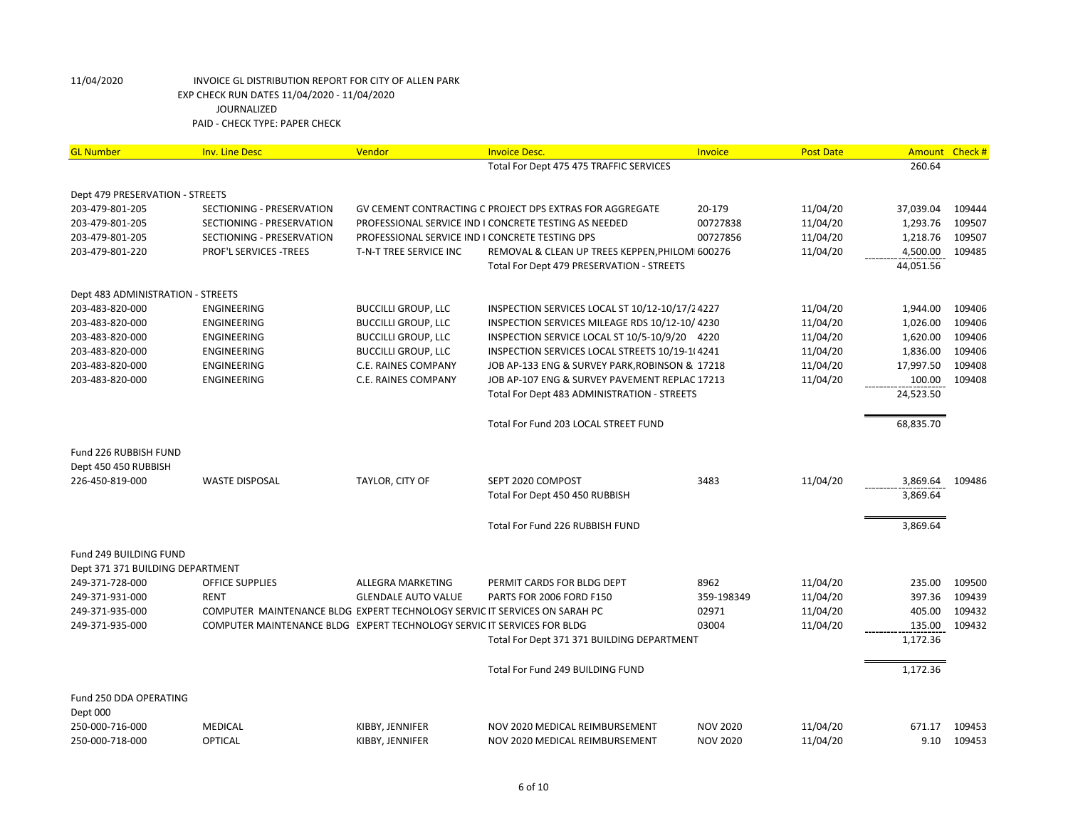11/04/2020 INVOICE GL DISTRIBUTION REPORT FOR CITY OF ALLEN PARK
EXP CHECK RUN DATES 11/04/2020 - 11/04/2020
JOURNALIZED
PAID - CHECK TYPE: PAPER CHECK

| GL Number | Inv. Line Desc | Vendor | Invoice Desc. | Invoice | Post Date | Amount | Check # |
|---|---|---|---|---|---|---|---|
| | | | Total For Dept 475 475 TRAFFIC SERVICES | | | 260.64 | |
| Dept 479 PRESERVATION - STREETS | | | | | | | |
| 203-479-801-205 | SECTIONING - PRESERVATION | GV CEMENT CONTRACTING C | PROJECT DPS EXTRAS FOR AGGREGATE | 20-179 | 11/04/20 | 37,039.04 | 109444 |
| 203-479-801-205 | SECTIONING - PRESERVATION | PROFESSIONAL SERVICE IND I | CONCRETE TESTING AS NEEDED | 00727838 | 11/04/20 | 1,293.76 | 109507 |
| 203-479-801-205 | SECTIONING - PRESERVATION | PROFESSIONAL SERVICE IND I | CONCRETE TESTING DPS | 00727856 | 11/04/20 | 1,218.76 | 109507 |
| 203-479-801-220 | PROF'L SERVICES -TREES | T-N-T TREE SERVICE INC | REMOVAL & CLEAN UP TREES KEPPEN,PHILOM | 600276 | 11/04/20 | 4,500.00 | 109485 |
| | | | Total For Dept 479 PRESERVATION - STREETS | | | 44,051.56 | |
| Dept 483 ADMINISTRATION - STREETS | | | | | | | |
| 203-483-820-000 | ENGINEERING | BUCCILLI GROUP, LLC | INSPECTION SERVICES LOCAL ST 10/12-10/17/2 | 4227 | 11/04/20 | 1,944.00 | 109406 |
| 203-483-820-000 | ENGINEERING | BUCCILLI GROUP, LLC | INSPECTION SERVICES MILEAGE RDS 10/12-10/ | 4230 | 11/04/20 | 1,026.00 | 109406 |
| 203-483-820-000 | ENGINEERING | BUCCILLI GROUP, LLC | INSPECTION SERVICE LOCAL ST 10/5-10/9/20 | 4220 | 11/04/20 | 1,620.00 | 109406 |
| 203-483-820-000 | ENGINEERING | BUCCILLI GROUP, LLC | INSPECTION SERVICES LOCAL STREETS 10/19-1( | 4241 | 11/04/20 | 1,836.00 | 109406 |
| 203-483-820-000 | ENGINEERING | C.E. RAINES COMPANY | JOB AP-133 ENG & SURVEY PARK,ROBINSON & | 17218 | 11/04/20 | 17,997.50 | 109408 |
| 203-483-820-000 | ENGINEERING | C.E. RAINES COMPANY | JOB AP-107 ENG & SURVEY PAVEMENT REPLAC | 17213 | 11/04/20 | 100.00 | 109408 |
| | | | Total For Dept 483 ADMINISTRATION - STREETS | | | 24,523.50 | |
| | | | Total For Fund 203 LOCAL STREET FUND | | | 68,835.70 | |
| Fund 226 RUBBISH FUND | | | | | | | |
| Dept 450 450 RUBBISH | | | | | | | |
| 226-450-819-000 | WASTE DISPOSAL | TAYLOR, CITY OF | SEPT 2020 COMPOST | 3483 | 11/04/20 | 3,869.64 | 109486 |
| | | | Total For Dept 450 450 RUBBISH | | | 3,869.64 | |
| | | | Total For Fund 226 RUBBISH FUND | | | 3,869.64 | |
| Fund 249 BUILDING FUND | | | | | | | |
| Dept 371 371 BUILDING DEPARTMENT | | | | | | | |
| 249-371-728-000 | OFFICE SUPPLIES | ALLEGRA MARKETING | PERMIT CARDS FOR BLDG DEPT | 8962 | 11/04/20 | 235.00 | 109500 |
| 249-371-931-000 | RENT | GLENDALE AUTO VALUE | PARTS FOR 2006 FORD F150 | 359-198349 | 11/04/20 | 397.36 | 109439 |
| 249-371-935-000 | COMPUTER MAINTENANCE BLDG | EXPERT TECHNOLOGY SERVIC | IT SERVICES ON SARAH PC | 02971 | 11/04/20 | 405.00 | 109432 |
| 249-371-935-000 | COMPUTER MAINTENANCE BLDG | EXPERT TECHNOLOGY SERVIC | IT SERVICES FOR BLDG | 03004 | 11/04/20 | 135.00 | 109432 |
| | | | Total For Dept 371 371 BUILDING DEPARTMENT | | | 1,172.36 | |
| | | | Total For Fund 249 BUILDING FUND | | | 1,172.36 | |
| Fund 250 DDA OPERATING | | | | | | | |
| Dept 000 | | | | | | | |
| 250-000-716-000 | MEDICAL | KIBBY, JENNIFER | NOV 2020 MEDICAL REIMBURSEMENT | NOV 2020 | 11/04/20 | 671.17 | 109453 |
| 250-000-718-000 | OPTICAL | KIBBY, JENNIFER | NOV 2020 MEDICAL REIMBURSEMENT | NOV 2020 | 11/04/20 | 9.10 | 109453 |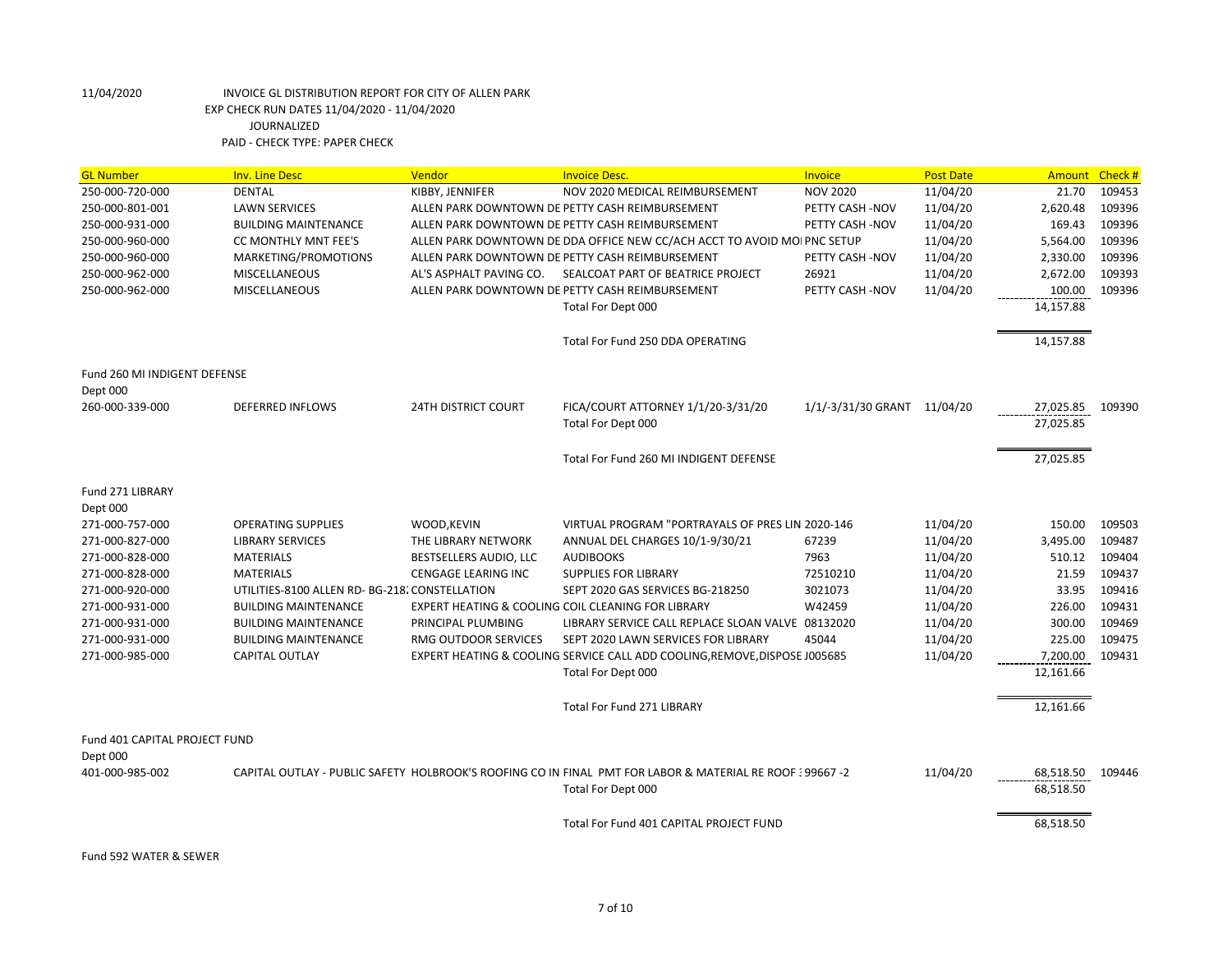11/04/2020 INVOICE GL DISTRIBUTION REPORT FOR CITY OF ALLEN PARK
EXP CHECK RUN DATES 11/04/2020 - 11/04/2020
JOURNALIZED
PAID - CHECK TYPE: PAPER CHECK

| GL Number | Inv. Line Desc | Vendor | Invoice Desc. | Invoice | Post Date | Amount | Check # |
|---|---|---|---|---|---|---|---|
| 250-000-720-000 | DENTAL | KIBBY, JENNIFER | NOV 2020 MEDICAL REIMBURSEMENT | NOV 2020 | 11/04/20 | 21.70 | 109453 |
| 250-000-801-001 | LAWN SERVICES | ALLEN PARK DOWNTOWN DE | PETTY CASH REIMBURSEMENT | PETTY CASH -NOV | 11/04/20 | 2,620.48 | 109396 |
| 250-000-931-000 | BUILDING MAINTENANCE | ALLEN PARK DOWNTOWN DE | PETTY CASH REIMBURSEMENT | PETTY CASH -NOV | 11/04/20 | 169.43 | 109396 |
| 250-000-960-000 | CC MONTHLY MNT FEE'S | ALLEN PARK DOWNTOWN DE | DDA OFFICE NEW CC/ACH ACCT TO AVOID MOI | PNC SETUP | 11/04/20 | 5,564.00 | 109396 |
| 250-000-960-000 | MARKETING/PROMOTIONS | ALLEN PARK DOWNTOWN DE | PETTY CASH REIMBURSEMENT | PETTY CASH -NOV | 11/04/20 | 2,330.00 | 109396 |
| 250-000-962-000 | MISCELLANEOUS | AL'S ASPHALT PAVING CO. | SEALCOAT PART OF BEATRICE PROJECT | 26921 | 11/04/20 | 2,672.00 | 109393 |
| 250-000-962-000 | MISCELLANEOUS | ALLEN PARK DOWNTOWN DE | PETTY CASH REIMBURSEMENT | PETTY CASH -NOV | 11/04/20 | 100.00 | 109396 |
| | | | Total For Dept 000 | | | 14,157.88 | |
| | | | Total For Fund 250 DDA OPERATING | | | 14,157.88 | |
| Fund 260 MI INDIGENT DEFENSE | | | | | | | |
| Dept 000 | | | | | | | |
| 260-000-339-000 | DEFERRED INFLOWS | 24TH DISTRICT COURT | FICA/COURT ATTORNEY 1/1/20-3/31/20 | 1/1/-3/31/30 GRANT | 11/04/20 | 27,025.85 | 109390 |
| | | | Total For Dept 000 | | | 27,025.85 | |
| | | | Total For Fund 260 MI INDIGENT DEFENSE | | | 27,025.85 | |
| Fund 271 LIBRARY | | | | | | | |
| Dept 000 | | | | | | | |
| 271-000-757-000 | OPERATING SUPPLIES | WOOD,KEVIN | VIRTUAL PROGRAM "PORTRAYALS OF PRES LIN | 2020-146 | 11/04/20 | 150.00 | 109503 |
| 271-000-827-000 | LIBRARY SERVICES | THE LIBRARY NETWORK | ANNUAL DEL CHARGES 10/1-9/30/21 | 67239 | 11/04/20 | 3,495.00 | 109487 |
| 271-000-828-000 | MATERIALS | BESTSELLERS AUDIO, LLC | AUDIOBOOKS | 7963 | 11/04/20 | 510.12 | 109404 |
| 271-000-828-000 | MATERIALS | CENGAGE LEARING INC | SUPPLIES FOR LIBRARY | 72510210 | 11/04/20 | 21.59 | 109437 |
| 271-000-920-000 | UTILITIES-8100 ALLEN RD- BG-218: | CONSTELLATION | SEPT 2020 GAS SERVICES BG-218250 | 3021073 | 11/04/20 | 33.95 | 109416 |
| 271-000-931-000 | BUILDING MAINTENANCE | EXPERT HEATING & COOLING | COIL CLEANING FOR LIBRARY | W42459 | 11/04/20 | 226.00 | 109431 |
| 271-000-931-000 | BUILDING MAINTENANCE | PRINCIPAL PLUMBING | LIBRARY SERVICE CALL REPLACE SLOAN VALVE | 08132020 | 11/04/20 | 300.00 | 109469 |
| 271-000-931-000 | BUILDING MAINTENANCE | RMG OUTDOOR SERVICES | SEPT 2020 LAWN SERVICES FOR LIBRARY | 45044 | 11/04/20 | 225.00 | 109475 |
| 271-000-985-000 | CAPITAL OUTLAY | EXPERT HEATING & COOLING | SERVICE CALL ADD COOLING,REMOVE,DISPOSE | J005685 | 11/04/20 | 7,200.00 | 109431 |
| | | | Total For Dept 000 | | | 12,161.66 | |
| | | | Total For Fund 271 LIBRARY | | | 12,161.66 | |
| Fund 401 CAPITAL PROJECT FUND | | | | | | | |
| Dept 000 | | | | | | | |
| 401-000-985-002 | CAPITAL OUTLAY - PUBLIC SAFETY | HOLBROOK'S ROOFING CO IN | FINAL PMT FOR LABOR & MATERIAL RE ROOF : | 99667 -2 | 11/04/20 | 68,518.50 | 109446 |
| | | | Total For Dept 000 | | | 68,518.50 | |
| | | | Total For Fund 401 CAPITAL PROJECT FUND | | | 68,518.50 | |

Fund 592 WATER & SEWER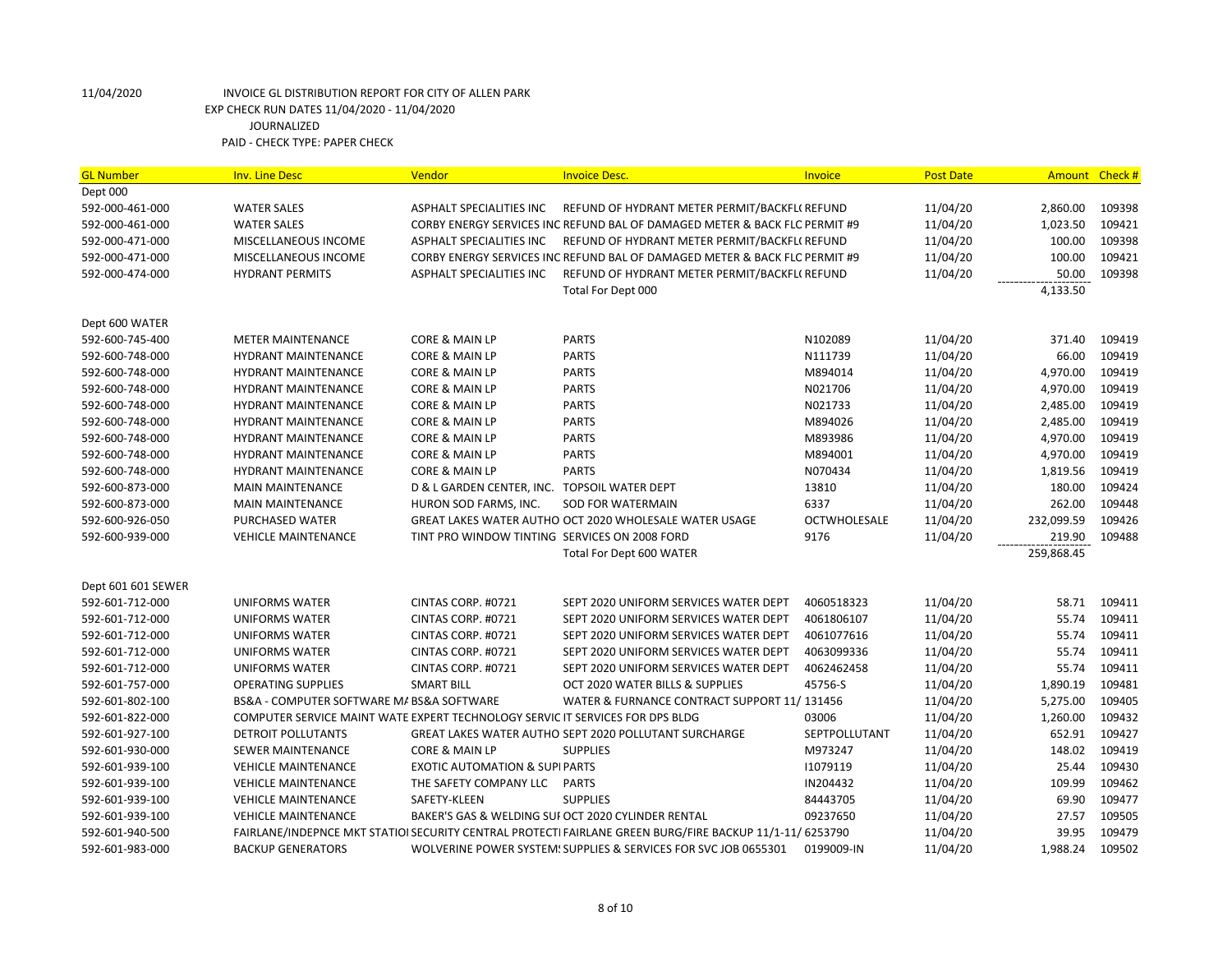11/04/2020 INVOICE GL DISTRIBUTION REPORT FOR CITY OF ALLEN PARK
EXP CHECK RUN DATES 11/04/2020 - 11/04/2020
JOURNALIZED
PAID - CHECK TYPE: PAPER CHECK

| GL Number | Inv. Line Desc | Vendor | Invoice Desc. | Invoice | Post Date | Amount | Check # |
|---|---|---|---|---|---|---|---|
| Dept 000 | | | | | | | |
| 592-000-461-000 | WATER SALES | ASPHALT SPECIALITIES INC | REFUND OF HYDRANT METER PERMIT/BACKFL( REFUND | | 11/04/20 | 2,860.00 | 109398 |
| 592-000-461-000 | WATER SALES | CORBY ENERGY SERVICES INC | REFUND BAL OF DAMAGED METER & BACK FLC PERMIT #9 | | 11/04/20 | 1,023.50 | 109421 |
| 592-000-471-000 | MISCELLANEOUS INCOME | ASPHALT SPECIALITIES INC | REFUND OF HYDRANT METER PERMIT/BACKFL( REFUND | | 11/04/20 | 100.00 | 109398 |
| 592-000-471-000 | MISCELLANEOUS INCOME | CORBY ENERGY SERVICES INC | REFUND BAL OF DAMAGED METER & BACK FLC PERMIT #9 | | 11/04/20 | 100.00 | 109421 |
| 592-000-474-000 | HYDRANT PERMITS | ASPHALT SPECIALITIES INC | REFUND OF HYDRANT METER PERMIT/BACKFL( REFUND | | 11/04/20 | 50.00 | 109398 |
| | | | Total For Dept 000 | | | 4,133.50 | |
| Dept 600 WATER | | | | | | | |
| 592-600-745-400 | METER MAINTENANCE | CORE & MAIN LP | PARTS | N102089 | 11/04/20 | 371.40 | 109419 |
| 592-600-748-000 | HYDRANT MAINTENANCE | CORE & MAIN LP | PARTS | N111739 | 11/04/20 | 66.00 | 109419 |
| 592-600-748-000 | HYDRANT MAINTENANCE | CORE & MAIN LP | PARTS | M894014 | 11/04/20 | 4,970.00 | 109419 |
| 592-600-748-000 | HYDRANT MAINTENANCE | CORE & MAIN LP | PARTS | N021706 | 11/04/20 | 4,970.00 | 109419 |
| 592-600-748-000 | HYDRANT MAINTENANCE | CORE & MAIN LP | PARTS | N021733 | 11/04/20 | 2,485.00 | 109419 |
| 592-600-748-000 | HYDRANT MAINTENANCE | CORE & MAIN LP | PARTS | M894026 | 11/04/20 | 2,485.00 | 109419 |
| 592-600-748-000 | HYDRANT MAINTENANCE | CORE & MAIN LP | PARTS | M893986 | 11/04/20 | 4,970.00 | 109419 |
| 592-600-748-000 | HYDRANT MAINTENANCE | CORE & MAIN LP | PARTS | M894001 | 11/04/20 | 4,970.00 | 109419 |
| 592-600-748-000 | HYDRANT MAINTENANCE | CORE & MAIN LP | PARTS | N070434 | 11/04/20 | 1,819.56 | 109419 |
| 592-600-873-000 | MAIN MAINTENANCE | D & L GARDEN CENTER, INC. | TOPSOIL WATER DEPT | 13810 | 11/04/20 | 180.00 | 109424 |
| 592-600-873-000 | MAIN MAINTENANCE | HURON SOD FARMS, INC. | SOD FOR WATERMAIN | 6337 | 11/04/20 | 262.00 | 109448 |
| 592-600-926-050 | PURCHASED WATER | GREAT LAKES WATER AUTHO | OCT 2020 WHOLESALE WATER USAGE | OCTWHOLESALE | 11/04/20 | 232,099.59 | 109426 |
| 592-600-939-000 | VEHICLE MAINTENANCE | TINT PRO WINDOW TINTING | SERVICES ON 2008 FORD | 9176 | 11/04/20 | 219.90 | 109488 |
| | | | Total For Dept 600 WATER | | | 259,868.45 | |
| Dept 601 601 SEWER | | | | | | | |
| 592-601-712-000 | UNIFORMS WATER | CINTAS CORP. #0721 | SEPT 2020 UNIFORM SERVICES WATER DEPT | 4060518323 | 11/04/20 | 58.71 | 109411 |
| 592-601-712-000 | UNIFORMS WATER | CINTAS CORP. #0721 | SEPT 2020 UNIFORM SERVICES WATER DEPT | 4061806107 | 11/04/20 | 55.74 | 109411 |
| 592-601-712-000 | UNIFORMS WATER | CINTAS CORP. #0721 | SEPT 2020 UNIFORM SERVICES WATER DEPT | 4061077616 | 11/04/20 | 55.74 | 109411 |
| 592-601-712-000 | UNIFORMS WATER | CINTAS CORP. #0721 | SEPT 2020 UNIFORM SERVICES WATER DEPT | 4063099336 | 11/04/20 | 55.74 | 109411 |
| 592-601-712-000 | UNIFORMS WATER | CINTAS CORP. #0721 | SEPT 2020 UNIFORM SERVICES WATER DEPT | 4062462458 | 11/04/20 | 55.74 | 109411 |
| 592-601-757-000 | OPERATING SUPPLIES | SMART BILL | OCT 2020 WATER BILLS & SUPPLIES | 45756-S | 11/04/20 | 1,890.19 | 109481 |
| 592-601-802-100 | BS&A - COMPUTER SOFTWARE MA | BS&A SOFTWARE | WATER & FURNANCE CONTRACT SUPPORT 11/ | 131456 | 11/04/20 | 5,275.00 | 109405 |
| 592-601-822-000 | COMPUTER SERVICE MAINT WATE | EXPERT TECHNOLOGY SERVIC | IT SERVICES FOR DPS BLDG | 03006 | 11/04/20 | 1,260.00 | 109432 |
| 592-601-927-100 | DETROIT POLLUTANTS | GREAT LAKES WATER AUTHO | SEPT 2020 POLLUTANT SURCHARGE | SEPTPOLLUTANT | 11/04/20 | 652.91 | 109427 |
| 592-601-930-000 | SEWER MAINTENANCE | CORE & MAIN LP | SUPPLIES | M973247 | 11/04/20 | 148.02 | 109419 |
| 592-601-939-100 | VEHICLE MAINTENANCE | EXOTIC AUTOMATION & SUPI | PARTS | I1079119 | 11/04/20 | 25.44 | 109430 |
| 592-601-939-100 | VEHICLE MAINTENANCE | THE SAFETY COMPANY LLC | PARTS | IN204432 | 11/04/20 | 109.99 | 109462 |
| 592-601-939-100 | VEHICLE MAINTENANCE | SAFETY-KLEEN | SUPPLIES | 84443705 | 11/04/20 | 69.90 | 109477 |
| 592-601-939-100 | VEHICLE MAINTENANCE | BAKER'S GAS & WELDING SUI | OCT 2020 CYLINDER RENTAL | 09237650 | 11/04/20 | 27.57 | 109505 |
| 592-601-940-500 | FAIRLANE/INDEPNCE MKT STATIOI | SECURITY CENTRAL PROTECTI | FAIRLANE GREEN BURG/FIRE BACKUP 11/1-11/ | 6253790 | 11/04/20 | 39.95 | 109479 |
| 592-601-983-000 | BACKUP GENERATORS | WOLVERINE POWER SYSTEM! | SUPPLIES & SERVICES FOR SVC JOB 0655301 | 0199009-IN | 11/04/20 | 1,988.24 | 109502 |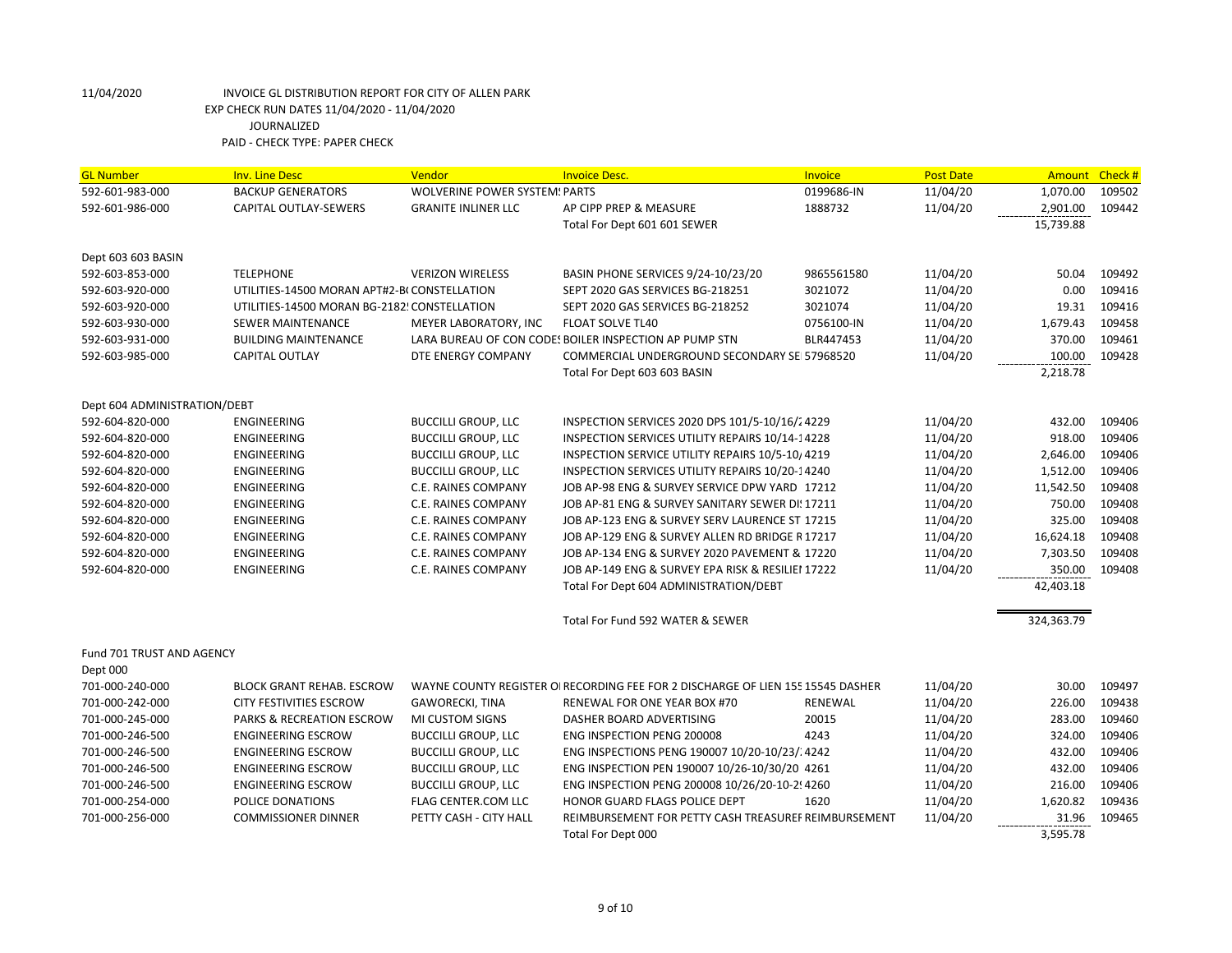11/04/2020 INVOICE GL DISTRIBUTION REPORT FOR CITY OF ALLEN PARK
EXP CHECK RUN DATES 11/04/2020 - 11/04/2020
JOURNALIZED
PAID - CHECK TYPE: PAPER CHECK

| GL Number | Inv. Line Desc | Vendor | Invoice Desc. | Invoice | Post Date | Amount | Check # |
|---|---|---|---|---|---|---|---|
| 592-601-983-000 | BACKUP GENERATORS | WOLVERINE POWER SYSTEMS PARTS | | 0199686-IN | 11/04/20 | 1,070.00 | 109502 |
| 592-601-986-000 | CAPITAL OUTLAY-SEWERS | GRANITE INLINER LLC | AP CIPP PREP & MEASURE | 1888732 | 11/04/20 | 2,901.00 | 109442 |
| | | | Total For Dept 601 601 SEWER | | | 15,739.88 | |
| Dept 603 603 BASIN | | | | | | | |
| 592-603-853-000 | TELEPHONE | VERIZON WIRELESS | BASIN PHONE SERVICES 9/24-10/23/20 | 9865561580 | 11/04/20 | 50.04 | 109492 |
| 592-603-920-000 | UTILITIES-14500 MORAN APT#2-B( CONSTELLATION | | SEPT 2020 GAS SERVICES BG-218251 | 3021072 | 11/04/20 | 0.00 | 109416 |
| 592-603-920-000 | UTILITIES-14500 MORAN BG-2182! CONSTELLATION | | SEPT 2020 GAS SERVICES BG-218252 | 3021074 | 11/04/20 | 19.31 | 109416 |
| 592-603-930-000 | SEWER MAINTENANCE | MEYER LABORATORY, INC | FLOAT SOLVE TL40 | 0756100-IN | 11/04/20 | 1,679.43 | 109458 |
| 592-603-931-000 | BUILDING MAINTENANCE | LARA BUREAU OF CON CODES | BOILER INSPECTION AP PUMP STN | BLR447453 | 11/04/20 | 370.00 | 109461 |
| 592-603-985-000 | CAPITAL OUTLAY | DTE ENERGY COMPANY | COMMERCIAL UNDERGROUND SECONDARY SE | 57968520 | 11/04/20 | 100.00 | 109428 |
| | | | Total For Dept 603 603 BASIN | | | 2,218.78 | |
| Dept 604 ADMINISTRATION/DEBT | | | | | | | |
| 592-604-820-000 | ENGINEERING | BUCCILLI GROUP, LLC | INSPECTION SERVICES 2020 DPS 101/5-10/16/2 | 4229 | 11/04/20 | 432.00 | 109406 |
| 592-604-820-000 | ENGINEERING | BUCCILLI GROUP, LLC | INSPECTION SERVICES UTILITY REPAIRS 10/14-1 | 4228 | 11/04/20 | 918.00 | 109406 |
| 592-604-820-000 | ENGINEERING | BUCCILLI GROUP, LLC | INSPECTION SERVICE UTILITY REPAIRS 10/5-10/ | 4219 | 11/04/20 | 2,646.00 | 109406 |
| 592-604-820-000 | ENGINEERING | BUCCILLI GROUP, LLC | INSPECTION SERVICES UTILITY REPAIRS 10/20-1 | 4240 | 11/04/20 | 1,512.00 | 109406 |
| 592-604-820-000 | ENGINEERING | C.E. RAINES COMPANY | JOB AP-98 ENG & SURVEY SERVICE DPW YARD | 17212 | 11/04/20 | 11,542.50 | 109408 |
| 592-604-820-000 | ENGINEERING | C.E. RAINES COMPANY | JOB AP-81 ENG & SURVEY SANITARY SEWER DI: | 17211 | 11/04/20 | 750.00 | 109408 |
| 592-604-820-000 | ENGINEERING | C.E. RAINES COMPANY | JOB AP-123 ENG & SURVEY SERV LAURENCE ST | 17215 | 11/04/20 | 325.00 | 109408 |
| 592-604-820-000 | ENGINEERING | C.E. RAINES COMPANY | JOB AP-129 ENG & SURVEY ALLEN RD BRIDGE R | 17217 | 11/04/20 | 16,624.18 | 109408 |
| 592-604-820-000 | ENGINEERING | C.E. RAINES COMPANY | JOB AP-134 ENG & SURVEY 2020 PAVEMENT & | 17220 | 11/04/20 | 7,303.50 | 109408 |
| 592-604-820-000 | ENGINEERING | C.E. RAINES COMPANY | JOB AP-149 ENG & SURVEY EPA RISK & RESILIEI | 17222 | 11/04/20 | 350.00 | 109408 |
| | | | Total For Dept 604 ADMINISTRATION/DEBT | | | 42,403.18 | |
| | | | Total For Fund 592 WATER & SEWER | | | 324,363.79 | |
| Fund 701 TRUST AND AGENCY | | | | | | | |
| Dept 000 | | | | | | | |
| 701-000-240-000 | BLOCK GRANT REHAB. ESCROW | WAYNE COUNTY REGISTER OI | RECORDING FEE FOR 2 DISCHARGE OF LIEN 155 | 15545 DASHER | 11/04/20 | 30.00 | 109497 |
| 701-000-242-000 | CITY FESTIVITIES ESCROW | GAWORECKI, TINA | RENEWAL FOR ONE YEAR BOX #70 | RENEWAL | 11/04/20 | 226.00 | 109438 |
| 701-000-245-000 | PARKS & RECREATION ESCROW | MI CUSTOM SIGNS | DASHER BOARD ADVERTISING | 20015 | 11/04/20 | 283.00 | 109460 |
| 701-000-246-500 | ENGINEERING ESCROW | BUCCILLI GROUP, LLC | ENG INSPECTION PENG 200008 | 4243 | 11/04/20 | 324.00 | 109406 |
| 701-000-246-500 | ENGINEERING ESCROW | BUCCILLI GROUP, LLC | ENG INSPECTIONS PENG 190007 10/20-10/23/ | 4242 | 11/04/20 | 432.00 | 109406 |
| 701-000-246-500 | ENGINEERING ESCROW | BUCCILLI GROUP, LLC | ENG INSPECTION PEN 190007 10/26-10/30/20 | 4261 | 11/04/20 | 432.00 | 109406 |
| 701-000-246-500 | ENGINEERING ESCROW | BUCCILLI GROUP, LLC | ENG INSPECTION PENG 200008 10/26/20-10-2 | 4260 | 11/04/20 | 216.00 | 109406 |
| 701-000-254-000 | POLICE DONATIONS | FLAG CENTER.COM LLC | HONOR GUARD FLAGS POLICE DEPT | 1620 | 11/04/20 | 1,620.82 | 109436 |
| 701-000-256-000 | COMMISSIONER DINNER | PETTY CASH - CITY HALL | REIMBURSEMENT FOR PETTY CASH TREASUREF | REIMBURSEMENT | 11/04/20 | 31.96 | 109465 |
| | | | Total For Dept 000 | | | 3,595.78 | |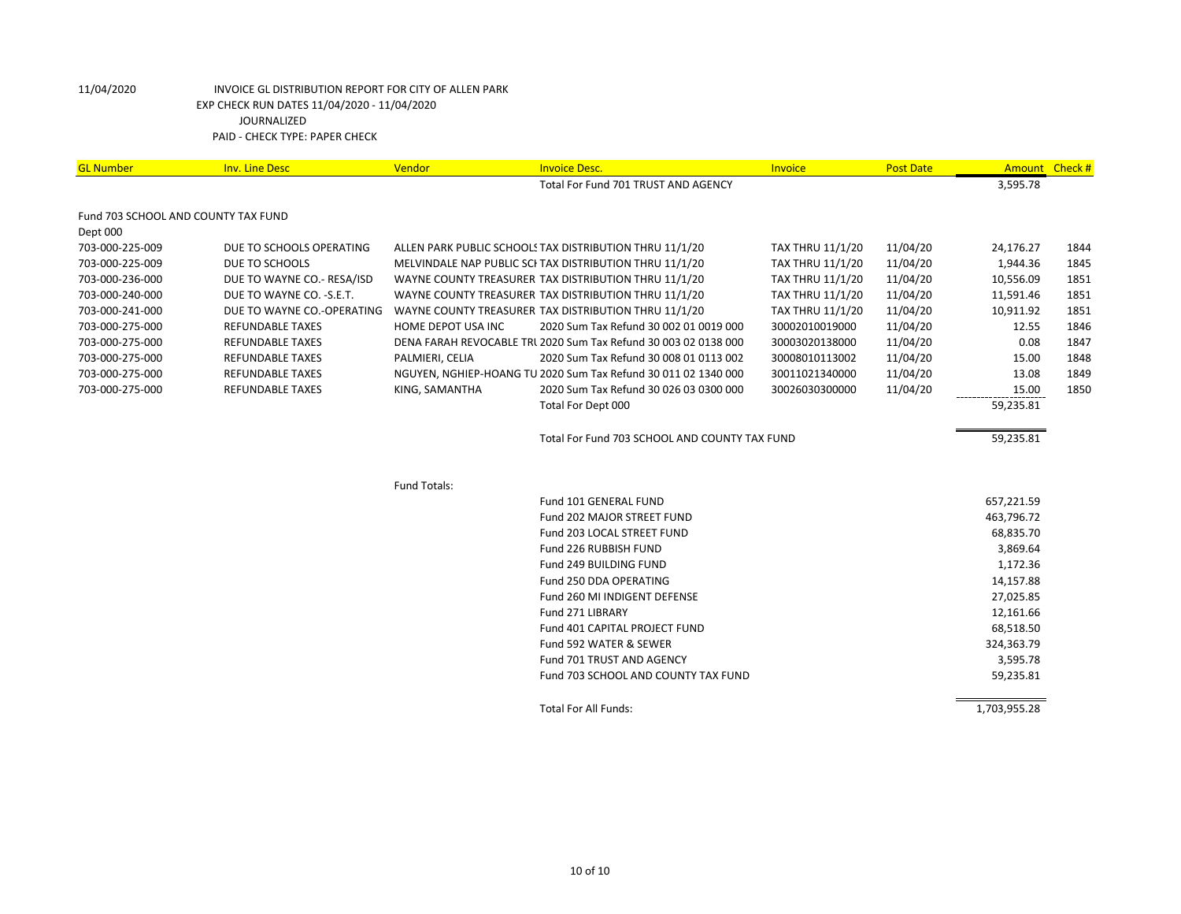11/04/2020 INVOICE GL DISTRIBUTION REPORT FOR CITY OF ALLEN PARK
EXP CHECK RUN DATES 11/04/2020 - 11/04/2020
JOURNALIZED
PAID - CHECK TYPE: PAPER CHECK

| GL Number | Inv. Line Desc | Vendor | Invoice Desc. | Invoice | Post Date | Amount | Check # |
|---|---|---|---|---|---|---|---|
| | | | Total For Fund 701 TRUST AND AGENCY | | | 3,595.78 | |
| Fund 703 SCHOOL AND COUNTY TAX FUND | | | | | | | |
| Dept 000 | | | | | | | |
| 703-000-225-009 | DUE TO SCHOOLS OPERATING | ALLEN PARK PUBLIC SCHOOLS | TAX DISTRIBUTION THRU 11/1/20 | TAX THRU 11/1/20 | 11/04/20 | 24,176.27 | 1844 |
| 703-000-225-009 | DUE TO SCHOOLS | MELVINDALE NAP PUBLIC SCH | TAX DISTRIBUTION THRU 11/1/20 | TAX THRU 11/1/20 | 11/04/20 | 1,944.36 | 1845 |
| 703-000-236-000 | DUE TO WAYNE CO.- RESA/ISD | WAYNE COUNTY TREASURER | TAX DISTRIBUTION THRU 11/1/20 | TAX THRU 11/1/20 | 11/04/20 | 10,556.09 | 1851 |
| 703-000-240-000 | DUE TO WAYNE CO. -S.E.T. | WAYNE COUNTY TREASURER | TAX DISTRIBUTION THRU 11/1/20 | TAX THRU 11/1/20 | 11/04/20 | 11,591.46 | 1851 |
| 703-000-241-000 | DUE TO WAYNE CO.-OPERATING | WAYNE COUNTY TREASURER | TAX DISTRIBUTION THRU 11/1/20 | TAX THRU 11/1/20 | 11/04/20 | 10,911.92 | 1851 |
| 703-000-275-000 | REFUNDABLE TAXES | HOME DEPOT USA INC | 2020 Sum Tax Refund 30 002 01 0019 000 | 30002010019000 | 11/04/20 | 12.55 | 1846 |
| 703-000-275-000 | REFUNDABLE TAXES | DENA FARAH REVOCABLE TRU | 2020 Sum Tax Refund 30 003 02 0138 000 | 30003020138000 | 11/04/20 | 0.08 | 1847 |
| 703-000-275-000 | REFUNDABLE TAXES | PALMIERI, CELIA | 2020 Sum Tax Refund 30 008 01 0113 002 | 30008010113002 | 11/04/20 | 15.00 | 1848 |
| 703-000-275-000 | REFUNDABLE TAXES | NGUYEN, NGHIEP-HOANG TU | 2020 Sum Tax Refund 30 011 02 1340 000 | 30011021340000 | 11/04/20 | 13.08 | 1849 |
| 703-000-275-000 | REFUNDABLE TAXES | KING, SAMANTHA | 2020 Sum Tax Refund 30 026 03 0300 000 | 30026030300000 | 11/04/20 | 15.00 | 1850 |
| | | | Total For Dept 000 | | | 59,235.81 | |
| | | | Total For Fund 703 SCHOOL AND COUNTY TAX FUND | | | 59,235.81 | |
| | | Fund Totals: | | | | | |
| | | | Fund 101 GENERAL FUND | | | 657,221.59 | |
| | | | Fund 202 MAJOR STREET FUND | | | 463,796.72 | |
| | | | Fund 203 LOCAL STREET FUND | | | 68,835.70 | |
| | | | Fund 226 RUBBISH FUND | | | 3,869.64 | |
| | | | Fund 249 BUILDING FUND | | | 1,172.36 | |
| | | | Fund 250 DDA OPERATING | | | 14,157.88 | |
| | | | Fund 260 MI INDIGENT DEFENSE | | | 27,025.85 | |
| | | | Fund 271 LIBRARY | | | 12,161.66 | |
| | | | Fund 401 CAPITAL PROJECT FUND | | | 68,518.50 | |
| | | | Fund 592 WATER & SEWER | | | 324,363.79 | |
| | | | Fund 701 TRUST AND AGENCY | | | 3,595.78 | |
| | | | Fund 703 SCHOOL AND COUNTY TAX FUND | | | 59,235.81 | |
| | | | Total For All Funds: | | | 1,703,955.28 | |